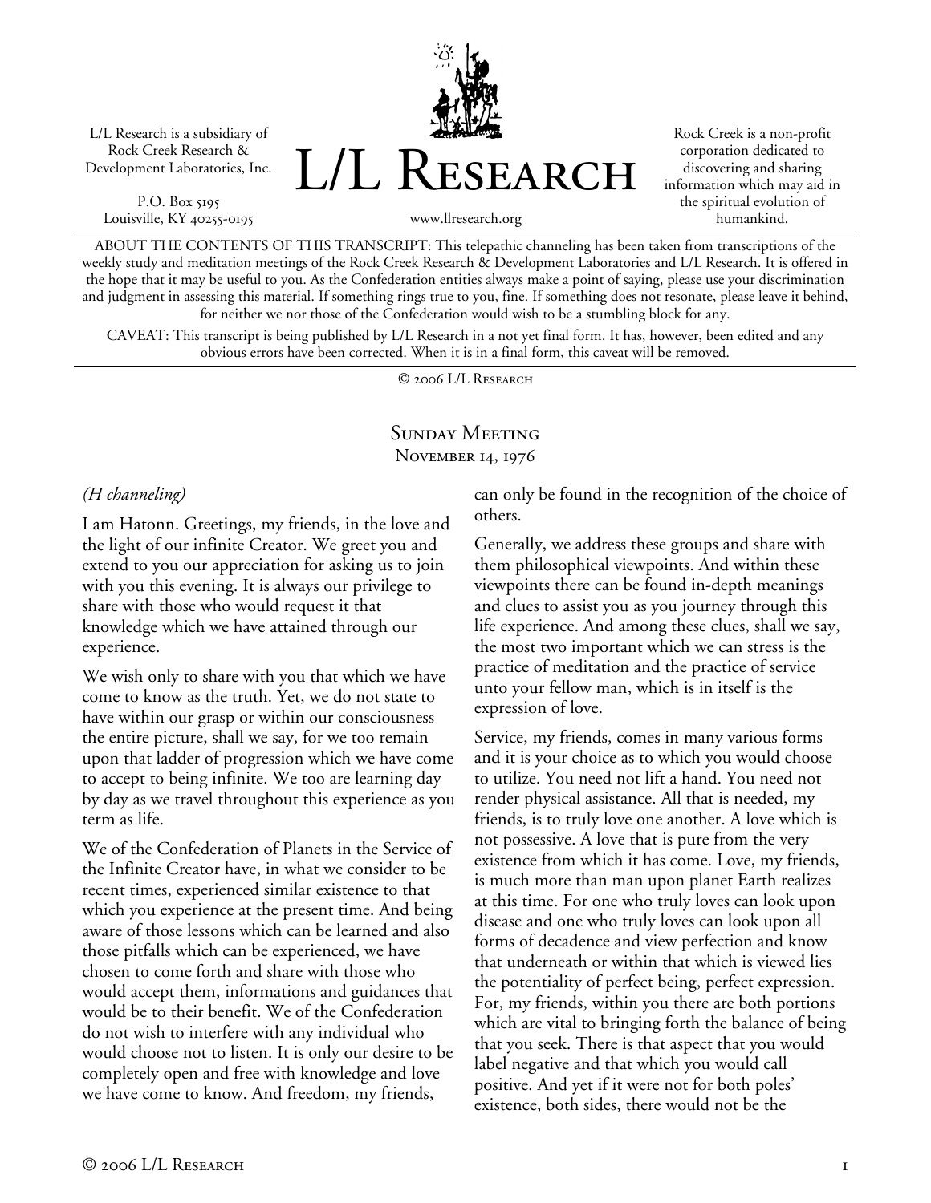L/L Research is a subsidiary of Rock Creek Research & Development Laboratories, Inc.

P.O. Box 5195
Louisville, KY 40255-0195

# L/L Research

www.llresearch.org

Rock Creek is a non-profit corporation dedicated to discovering and sharing information which may aid in the spiritual evolution of humankind.

ABOUT THE CONTENTS OF THIS TRANSCRIPT: This telepathic channeling has been taken from transcriptions of the weekly study and meditation meetings of the Rock Creek Research & Development Laboratories and L/L Research. It is offered in the hope that it may be useful to you. As the Confederation entities always make a point of saying, please use your discrimination and judgment in assessing this material. If something rings true to you, fine. If something does not resonate, please leave it behind, for neither we nor those of the Confederation would wish to be a stumbling block for any.

CAVEAT: This transcript is being published by L/L Research in a not yet final form. It has, however, been edited and any obvious errors have been corrected. When it is in a final form, this caveat will be removed.

© 2006 L/L Research

## Sunday Meeting
### November 14, 1976

*(H channeling)*

I am Hatonn. Greetings, my friends, in the love and the light of our infinite Creator. We greet you and extend to you our appreciation for asking us to join with you this evening. It is always our privilege to share with those who would request it that knowledge which we have attained through our experience.

We wish only to share with you that which we have come to know as the truth. Yet, we do not state to have within our grasp or within our consciousness the entire picture, shall we say, for we too remain upon that ladder of progression which we have come to accept to being infinite. We too are learning day by day as we travel throughout this experience as you term as life.

We of the Confederation of Planets in the Service of the Infinite Creator have, in what we consider to be recent times, experienced similar existence to that which you experience at the present time. And being aware of those lessons which can be learned and also those pitfalls which can be experienced, we have chosen to come forth and share with those who would accept them, informations and guidances that would be to their benefit. We of the Confederation do not wish to interfere with any individual who would choose not to listen. It is only our desire to be completely open and free with knowledge and love we have come to know. And freedom, my friends, can only be found in the recognition of the choice of others.

Generally, we address these groups and share with them philosophical viewpoints. And within these viewpoints there can be found in-depth meanings and clues to assist you as you journey through this life experience. And among these clues, shall we say, the most two important which we can stress is the practice of meditation and the practice of service unto your fellow man, which is in itself is the expression of love.

Service, my friends, comes in many various forms and it is your choice as to which you would choose to utilize. You need not lift a hand. You need not render physical assistance. All that is needed, my friends, is to truly love one another. A love which is not possessive. A love that is pure from the very existence from which it has come. Love, my friends, is much more than man upon planet Earth realizes at this time. For one who truly loves can look upon disease and one who truly loves can look upon all forms of decadence and view perfection and know that underneath or within that which is viewed lies the potentiality of perfect being, perfect expression. For, my friends, within you there are both portions which are vital to bringing forth the balance of being that you seek. There is that aspect that you would label negative and that which you would call positive. And yet if it were not for both poles' existence, both sides, there would not be the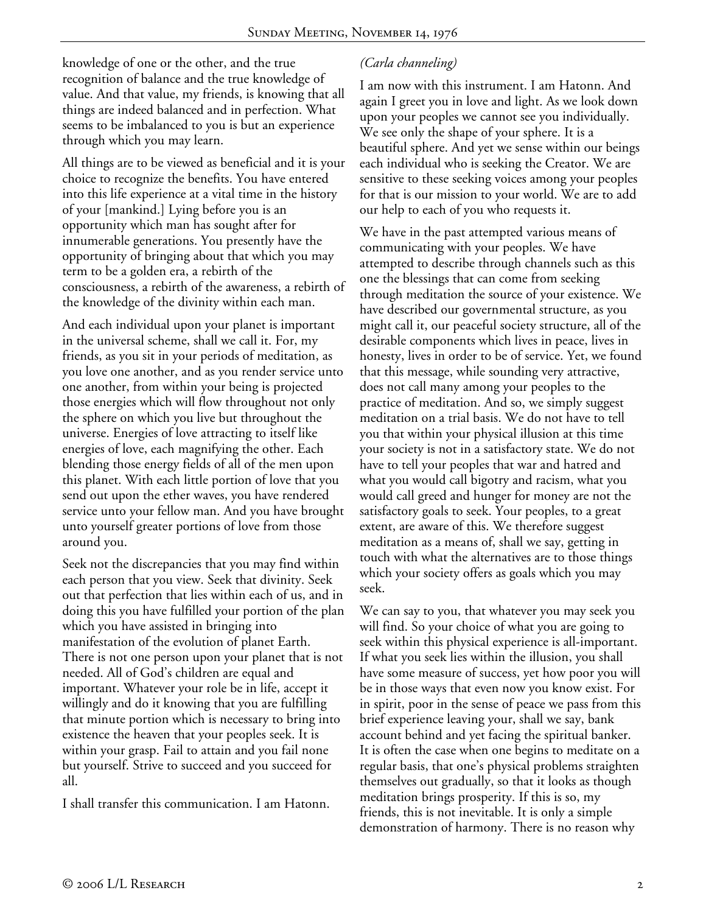knowledge of one or the other, and the true recognition of balance and the true knowledge of value. And that value, my friends, is knowing that all things are indeed balanced and in perfection. What seems to be imbalanced to you is but an experience through which you may learn.

All things are to be viewed as beneficial and it is your choice to recognize the benefits. You have entered into this life experience at a vital time in the history of your [mankind.] Lying before you is an opportunity which man has sought after for innumerable generations. You presently have the opportunity of bringing about that which you may term to be a golden era, a rebirth of the consciousness, a rebirth of the awareness, a rebirth of the knowledge of the divinity within each man.

And each individual upon your planet is important in the universal scheme, shall we call it. For, my friends, as you sit in your periods of meditation, as you love one another, and as you render service unto one another, from within your being is projected those energies which will flow throughout not only the sphere on which you live but throughout the universe. Energies of love attracting to itself like energies of love, each magnifying the other. Each blending those energy fields of all of the men upon this planet. With each little portion of love that you send out upon the ether waves, you have rendered service unto your fellow man. And you have brought unto yourself greater portions of love from those around you.

Seek not the discrepancies that you may find within each person that you view. Seek that divinity. Seek out that perfection that lies within each of us, and in doing this you have fulfilled your portion of the plan which you have assisted in bringing into manifestation of the evolution of planet Earth. There is not one person upon your planet that is not needed. All of God's children are equal and important. Whatever your role be in life, accept it willingly and do it knowing that you are fulfilling that minute portion which is necessary to bring into existence the heaven that your peoples seek. It is within your grasp. Fail to attain and you fail none but yourself. Strive to succeed and you succeed for all.

I shall transfer this communication. I am Hatonn.

*(Carla channeling)*

I am now with this instrument. I am Hatonn. And again I greet you in love and light. As we look down upon your peoples we cannot see you individually. We see only the shape of your sphere. It is a beautiful sphere. And yet we sense within our beings each individual who is seeking the Creator. We are sensitive to these seeking voices among your peoples for that is our mission to your world. We are to add our help to each of you who requests it.

We have in the past attempted various means of communicating with your peoples. We have attempted to describe through channels such as this one the blessings that can come from seeking through meditation the source of your existence. We have described our governmental structure, as you might call it, our peaceful society structure, all of the desirable components which lives in peace, lives in honesty, lives in order to be of service. Yet, we found that this message, while sounding very attractive, does not call many among your peoples to the practice of meditation. And so, we simply suggest meditation on a trial basis. We do not have to tell you that within your physical illusion at this time your society is not in a satisfactory state. We do not have to tell your peoples that war and hatred and what you would call bigotry and racism, what you would call greed and hunger for money are not the satisfactory goals to seek. Your peoples, to a great extent, are aware of this. We therefore suggest meditation as a means of, shall we say, getting in touch with what the alternatives are to those things which your society offers as goals which you may seek.

We can say to you, that whatever you may seek you will find. So your choice of what you are going to seek within this physical experience is all-important. If what you seek lies within the illusion, you shall have some measure of success, yet how poor you will be in those ways that even now you know exist. For in spirit, poor in the sense of peace we pass from this brief experience leaving your, shall we say, bank account behind and yet facing the spiritual banker. It is often the case when one begins to meditate on a regular basis, that one's physical problems straighten themselves out gradually, so that it looks as though meditation brings prosperity. If this is so, my friends, this is not inevitable. It is only a simple demonstration of harmony. There is no reason why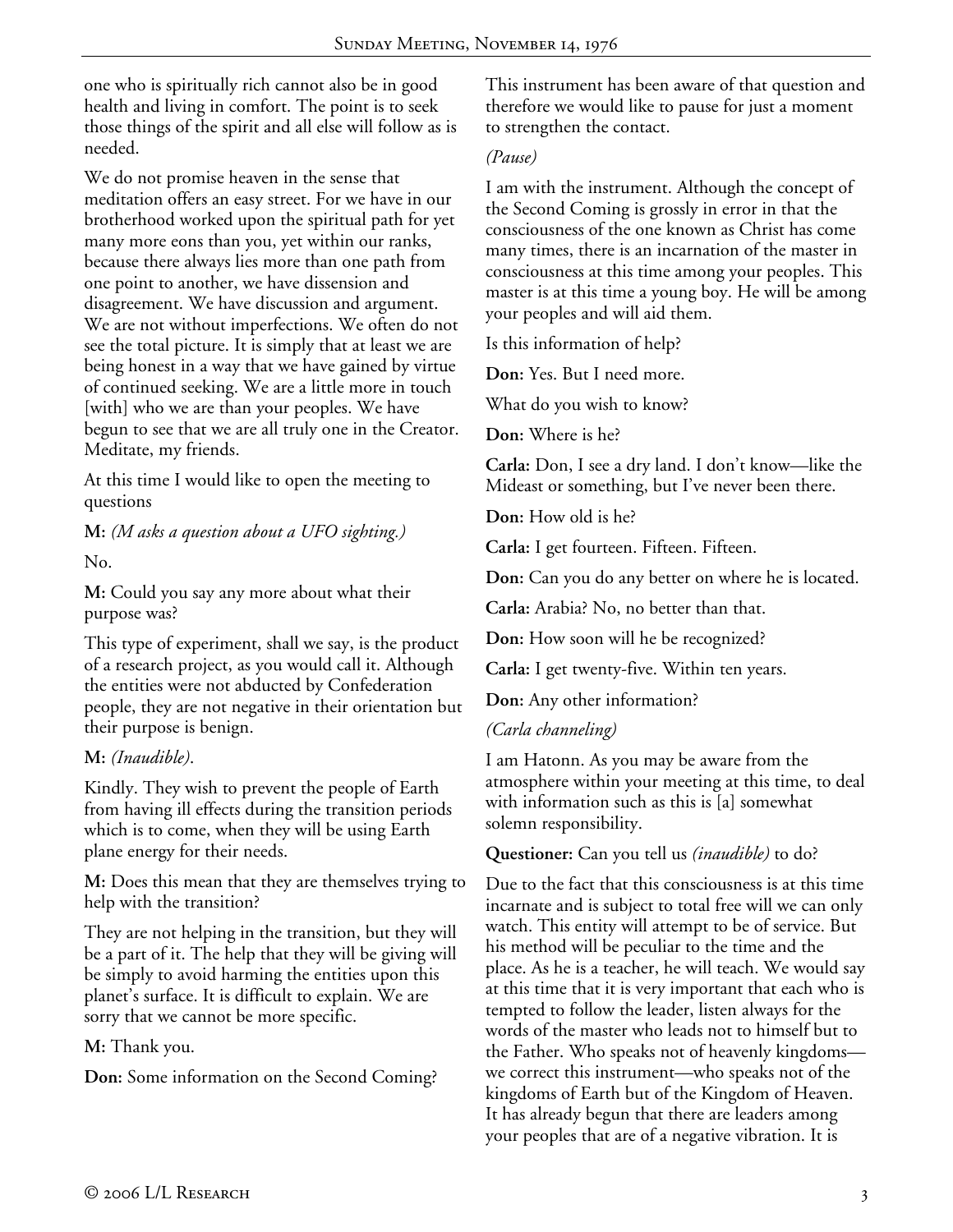one who is spiritually rich cannot also be in good health and living in comfort. The point is to seek those things of the spirit and all else will follow as is needed.

We do not promise heaven in the sense that meditation offers an easy street. For we have in our brotherhood worked upon the spiritual path for yet many more eons than you, yet within our ranks, because there always lies more than one path from one point to another, we have dissension and disagreement. We have discussion and argument. We are not without imperfections. We often do not see the total picture. It is simply that at least we are being honest in a way that we have gained by virtue of continued seeking. We are a little more in touch [with] who we are than your peoples. We have begun to see that we are all truly one in the Creator. Meditate, my friends.

At this time I would like to open the meeting to questions

**M:** *(M asks a question about a UFO sighting.)*

No.

**M:** Could you say any more about what their purpose was?

This type of experiment, shall we say, is the product of a research project, as you would call it. Although the entities were not abducted by Confederation people, they are not negative in their orientation but their purpose is benign.

**M:** *(Inaudible).*

Kindly. They wish to prevent the people of Earth from having ill effects during the transition periods which is to come, when they will be using Earth plane energy for their needs.

**M:** Does this mean that they are themselves trying to help with the transition?

They are not helping in the transition, but they will be a part of it. The help that they will be giving will be simply to avoid harming the entities upon this planet's surface. It is difficult to explain. We are sorry that we cannot be more specific.

**M:** Thank you.

**Don:** Some information on the Second Coming?

This instrument has been aware of that question and therefore we would like to pause for just a moment to strengthen the contact.

*(Pause)*

I am with the instrument. Although the concept of the Second Coming is grossly in error in that the consciousness of the one known as Christ has come many times, there is an incarnation of the master in consciousness at this time among your peoples. This master is at this time a young boy. He will be among your peoples and will aid them.

Is this information of help?

**Don:** Yes. But I need more.

What do you wish to know?

**Don:** Where is he?

**Carla:** Don, I see a dry land. I don't know—like the Mideast or something, but I've never been there.

**Don:** How old is he?

**Carla:** I get fourteen. Fifteen. Fifteen.

**Don:** Can you do any better on where he is located.

**Carla:** Arabia? No, no better than that.

**Don:** How soon will he be recognized?

**Carla:** I get twenty-five. Within ten years.

**Don:** Any other information?

*(Carla channeling)*

I am Hatonn. As you may be aware from the atmosphere within your meeting at this time, to deal with information such as this is [a] somewhat solemn responsibility.

**Questioner:** Can you tell us *(inaudible)* to do?

Due to the fact that this consciousness is at this time incarnate and is subject to total free will we can only watch. This entity will attempt to be of service. But his method will be peculiar to the time and the place. As he is a teacher, he will teach. We would say at this time that it is very important that each who is tempted to follow the leader, listen always for the words of the master who leads not to himself but to the Father. Who speaks not of heavenly kingdoms—we correct this instrument—who speaks not of the kingdoms of Earth but of the Kingdom of Heaven. It has already begun that there are leaders among your peoples that are of a negative vibration. It is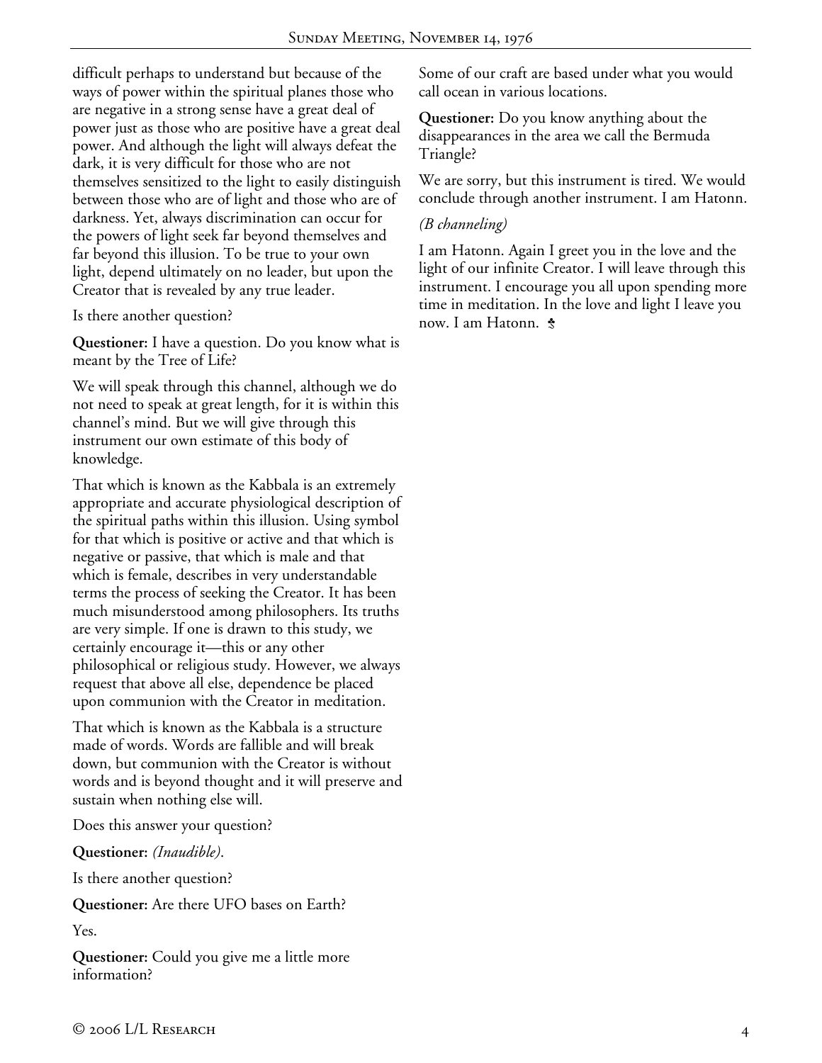difficult perhaps to understand but because of the ways of power within the spiritual planes those who are negative in a strong sense have a great deal of power just as those who are positive have a great deal power. And although the light will always defeat the dark, it is very difficult for those who are not themselves sensitized to the light to easily distinguish between those who are of light and those who are of darkness. Yet, always discrimination can occur for the powers of light seek far beyond themselves and far beyond this illusion. To be true to your own light, depend ultimately on no leader, but upon the Creator that is revealed by any true leader.

Is there another question?

**Questioner:** I have a question. Do you know what is meant by the Tree of Life?

We will speak through this channel, although we do not need to speak at great length, for it is within this channel's mind. But we will give through this instrument our own estimate of this body of knowledge.

That which is known as the Kabbala is an extremely appropriate and accurate physiological description of the spiritual paths within this illusion. Using symbol for that which is positive or active and that which is negative or passive, that which is male and that which is female, describes in very understandable terms the process of seeking the Creator. It has been much misunderstood among philosophers. Its truths are very simple. If one is drawn to this study, we certainly encourage it—this or any other philosophical or religious study. However, we always request that above all else, dependence be placed upon communion with the Creator in meditation.

That which is known as the Kabbala is a structure made of words. Words are fallible and will break down, but communion with the Creator is without words and is beyond thought and it will preserve and sustain when nothing else will.

Does this answer your question?

**Questioner:** *(Inaudible).*

Is there another question?

**Questioner:** Are there UFO bases on Earth?

Yes.

**Questioner:** Could you give me a little more information?

Some of our craft are based under what you would call ocean in various locations.

**Questioner:** Do you know anything about the disappearances in the area we call the Bermuda Triangle?

We are sorry, but this instrument is tired. We would conclude through another instrument. I am Hatonn.

*(B channeling)*

I am Hatonn. Again I greet you in the love and the light of our infinite Creator. I will leave through this instrument. I encourage you all upon spending more time in meditation. In the love and light I leave you now. I am Hatonn.